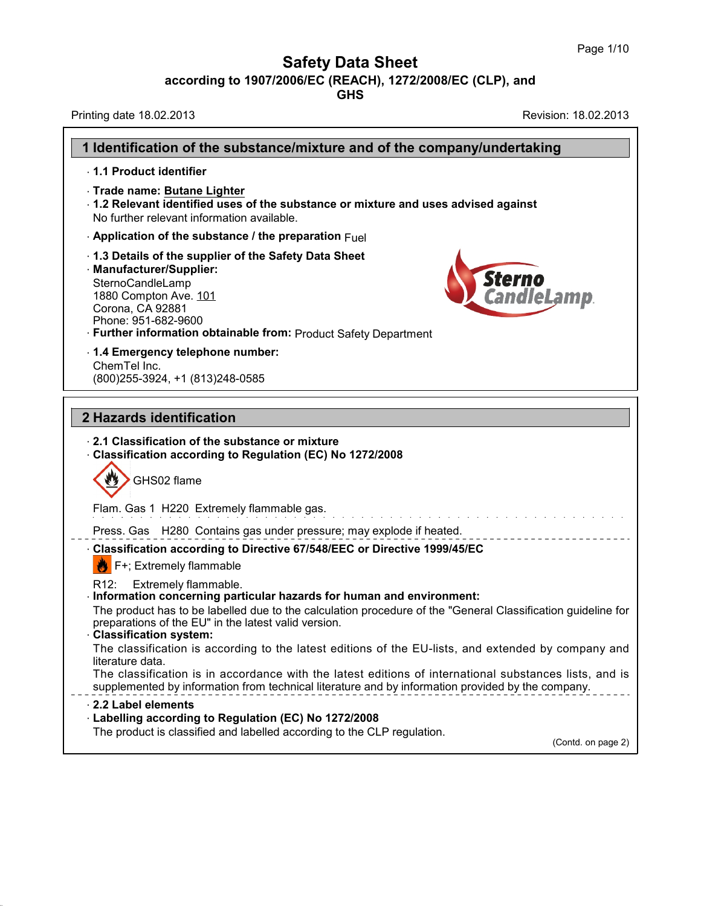# Safety Data Sheet

**according to 1907/2006/EC (REACH), 1272/2008/EC (CLP), and GHS**

Printing date 18.02.2013 Revision: 18.02.2013

## 1 Identification of the substance/mixture and of the company/undertaking

· **1.1 Product identifier**

· **Trade name: Butane Lighter**

· **1.2 Relevant identified uses of the substance or mixture and uses advised against**
No further relevant information available.

· **Application of the substance / the preparation** Fuel

· **1.3 Details of the supplier of the Safety Data Sheet**

· **Manufacturer/Supplier:**
SternoCandleLamp
1880 Compton Ave. 101
Corona, CA 92881
Phone: 951-682-9600

· **Further information obtainable from:** Product Safety Department

· **1.4 Emergency telephone number:**
ChemTel Inc.
(800)255-3924, +1 (813)248-0585

## 2 Hazards identification

· **2.1 Classification of the substance or mixture**

· **Classification according to Regulation (EC) No 1272/2008**

GHS02 flame

Flam. Gas 1 H220 Extremely flammable gas.

Press. Gas H280 Contains gas under pressure; may explode if heated.

· **Classification according to Directive 67/548/EEC or Directive 1999/45/EC**

F+; Extremely flammable

R12: Extremely flammable.

· **Information concerning particular hazards for human and environment:**
The product has to be labelled due to the calculation procedure of the "General Classification guideline for preparations of the EU" in the latest valid version.

· **Classification system:**
The classification is according to the latest editions of the EU-lists, and extended by company and literature data.
The classification is in accordance with the latest editions of international substances lists, and is supplemented by information from technical literature and by information provided by the company.

· **2.2 Label elements**

· **Labelling according to Regulation (EC) No 1272/2008**
The product is classified and labelled according to the CLP regulation.

(Contd. on page 2)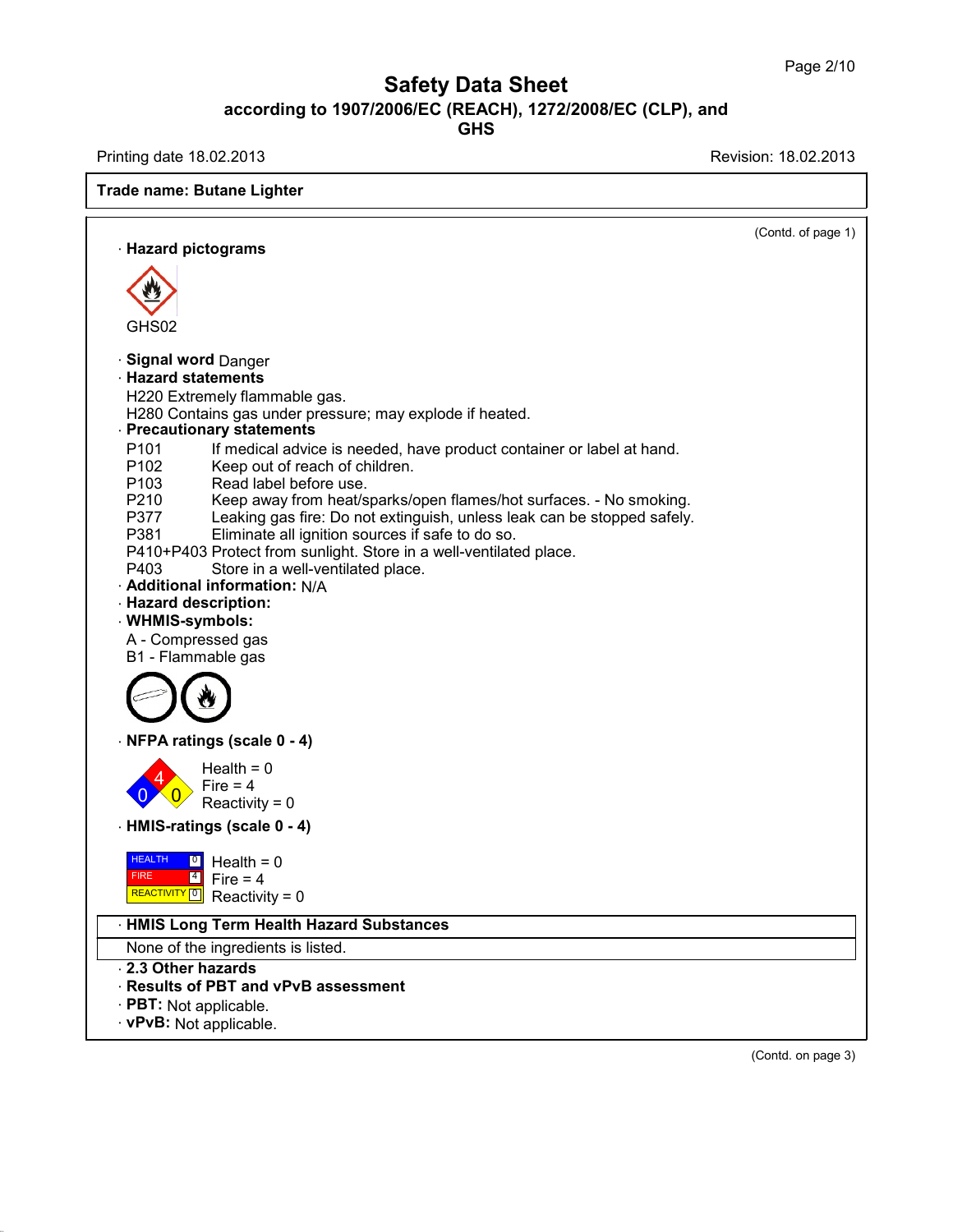**Trade name: Butane Lighter**

(Contd. of page 1)

· **Hazard pictograms**

GHS02

· **Signal word** Danger

· **Hazard statements**

H220 Extremely flammable gas.
H280 Contains gas under pressure; may explode if heated.

· **Precautionary statements**

| | |
|---|---|
| P101 | If medical advice is needed, have product container or label at hand. |
| P102 | Keep out of reach of children. |
| P103 | Read label before use. |
| P210 | Keep away from heat/sparks/open flames/hot surfaces. - No smoking. |
| P377 | Leaking gas fire: Do not extinguish, unless leak can be stopped safely. |
| P381 | Eliminate all ignition sources if safe to do so. |
| P410+P403 | Protect from sunlight. Store in a well-ventilated place. |
| P403 | Store in a well-ventilated place. |

· **Additional information:** N/A

· **Hazard description:**

· **WHMIS-symbols:**

A - Compressed gas
B1 - Flammable gas

· **NFPA ratings (scale 0 - 4)**

Health = 0
Fire = 4
Reactivity = 0

· **HMIS-ratings (scale 0 - 4)**

| | | |
|---|---|---|
| HEALTH | 0 | Health = 0 |
| FIRE | 4 | Fire = 4 |
| REACTIVITY | 0 | Reactivity = 0 |

· **HMIS Long Term Health Hazard Substances**

None of the ingredients is listed.

· **2.3 Other hazards**

· **Results of PBT and vPvB assessment**

· **PBT:** Not applicable.

· **vPvB:** Not applicable.

(Contd. on page 3)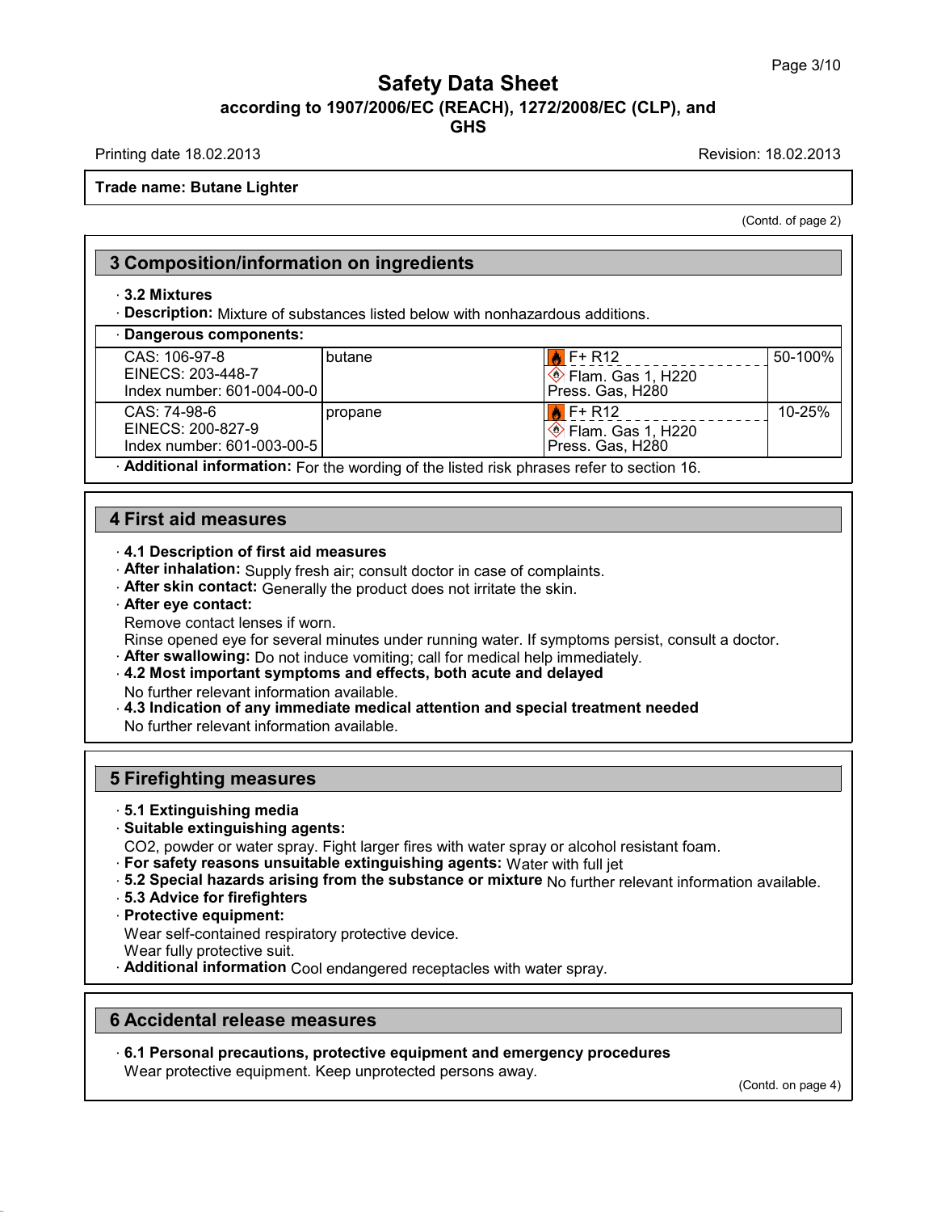# Safety Data Sheet

**according to 1907/2006/EC (REACH), 1272/2008/EC (CLP), and GHS**

Printing date 18.02.2013 Revision: 18.02.2013

**Trade name: Butane Lighter**

(Contd. of page 2)

## 3 Composition/information on ingredients

· **3.2 Mixtures**

· **Description:** Mixture of substances listed below with nonhazardous additions.

| · Dangerous components: | | | |
|---|---|---|---|
| CAS: 106-97-8<br>EINECS: 203-448-7<br>Index number: 601-004-00-0 | butane | F+ R12<br>Flam. Gas 1, H220<br>Press. Gas, H280 | 50-100% |
| CAS: 74-98-6<br>EINECS: 200-827-9<br>Index number: 601-003-00-5 | propane | F+ R12<br>Flam. Gas 1, H220<br>Press. Gas, H280 | 10-25% |

· **Additional information:** For the wording of the listed risk phrases refer to section 16.

## 4 First aid measures

· **4.1 Description of first aid measures**

· **After inhalation:** Supply fresh air; consult doctor in case of complaints.

· **After skin contact:** Generally the product does not irritate the skin.

· **After eye contact:**

Remove contact lenses if worn.

Rinse opened eye for several minutes under running water. If symptoms persist, consult a doctor.

· **After swallowing:** Do not induce vomiting; call for medical help immediately.

· **4.2 Most important symptoms and effects, both acute and delayed**

No further relevant information available.

· **4.3 Indication of any immediate medical attention and special treatment needed**

No further relevant information available.

## 5 Firefighting measures

· **5.1 Extinguishing media**

· **Suitable extinguishing agents:**

$CO_2$, powder or water spray. Fight larger fires with water spray or alcohol resistant foam.

· **For safety reasons unsuitable extinguishing agents:** Water with full jet

· **5.2 Special hazards arising from the substance or mixture** No further relevant information available.

· **5.3 Advice for firefighters**

· **Protective equipment:**

Wear self-contained respiratory protective device.

Wear fully protective suit.

· **Additional information** Cool endangered receptacles with water spray.

## 6 Accidental release measures

· **6.1 Personal precautions, protective equipment and emergency procedures**

Wear protective equipment. Keep unprotected persons away.

(Contd. on page 4)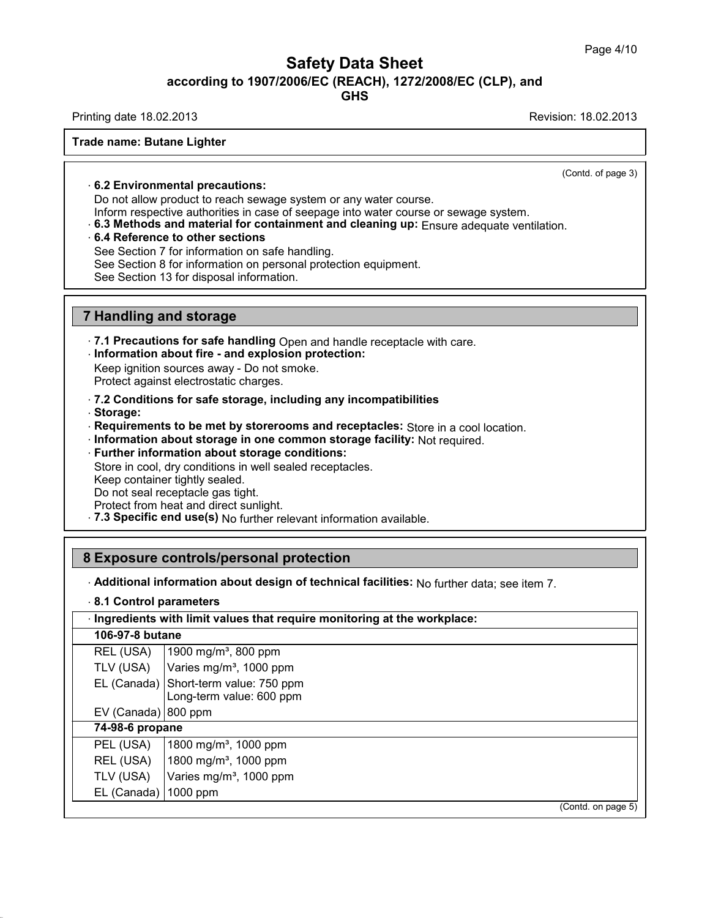**Trade name: Butane Lighter**

(Contd. of page 3)

· **6.2 Environmental precautions:**
Do not allow product to reach sewage system or any water course.
Inform respective authorities in case of seepage into water course or sewage system.
· **6.3 Methods and material for containment and cleaning up:** Ensure adequate ventilation.
· **6.4 Reference to other sections**
See Section 7 for information on safe handling.
See Section 8 for information on personal protection equipment.
See Section 13 for disposal information.

## 7 Handling and storage

· **7.1 Precautions for safe handling** Open and handle receptacle with care.
· **Information about fire - and explosion protection:**
Keep ignition sources away - Do not smoke.
Protect against electrostatic charges.

· **7.2 Conditions for safe storage, including any incompatibilities**
· **Storage:**
· **Requirements to be met by storerooms and receptacles:** Store in a cool location.
· **Information about storage in one common storage facility:** Not required.
· **Further information about storage conditions:**
Store in cool, dry conditions in well sealed receptacles.
Keep container tightly sealed.
Do not seal receptacle gas tight.
Protect from heat and direct sunlight.
· **7.3 Specific end use(s)** No further relevant information available.

## 8 Exposure controls/personal protection

· **Additional information about design of technical facilities:** No further data; see item 7.

· **8.1 Control parameters**

| · **Ingredients with limit values that require monitoring at the workplace:** | |
|---|---|
| **106-97-8 butane** | |
| REL (USA) | 1900 mg/m³, 800 ppm |
| TLV (USA) | Varies mg/m³, 1000 ppm |
| EL (Canada) | Short-term value: 750 ppm<br>Long-term value: 600 ppm |
| EV (Canada) | 800 ppm |
| **74-98-6 propane** | |
| PEL (USA) | 1800 mg/m³, 1000 ppm |
| REL (USA) | 1800 mg/m³, 1000 ppm |
| TLV (USA) | Varies mg/m³, 1000 ppm |
| EL (Canada) | 1000 ppm |

(Contd. on page 5)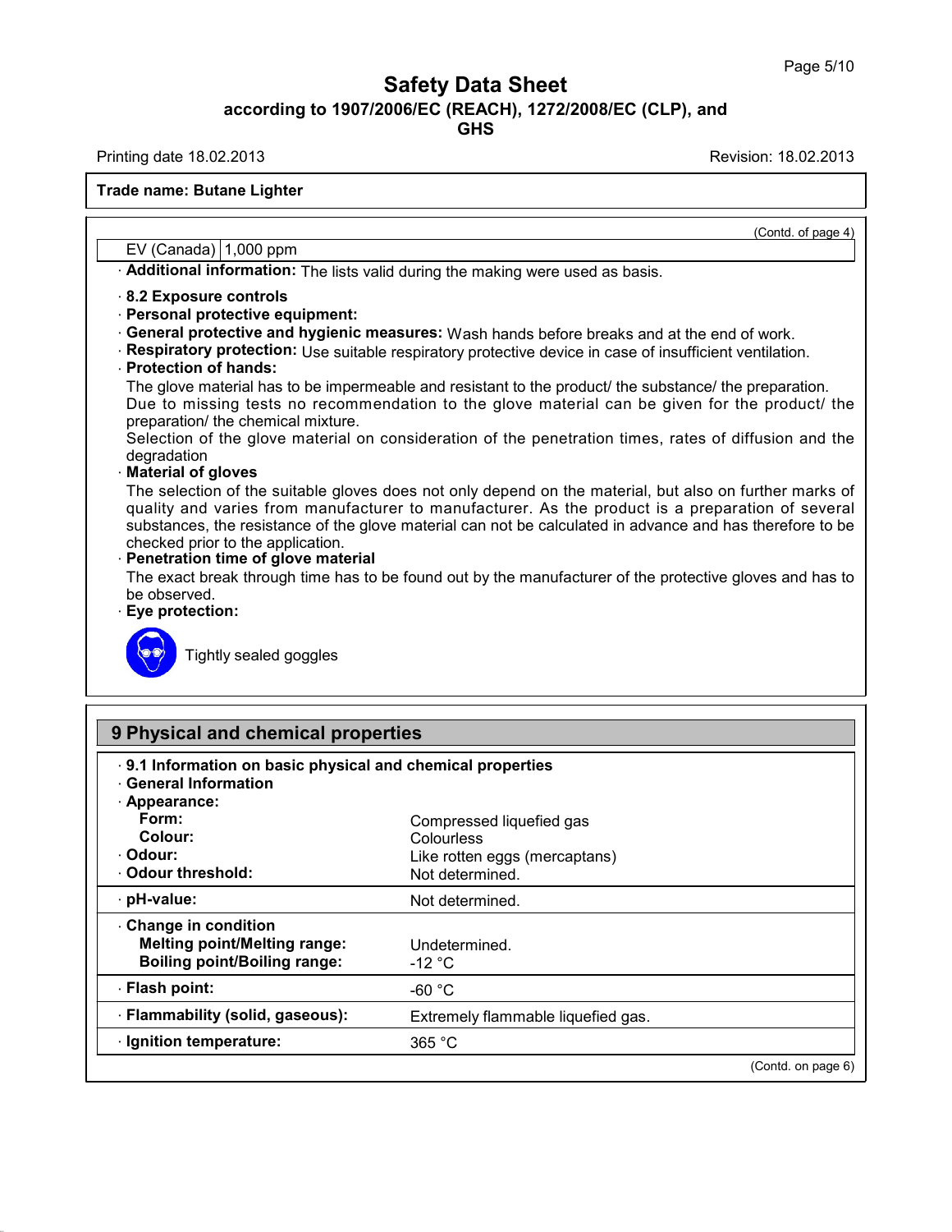Trade name: Butane Lighter

(Contd. of page 4)

| EV (Canada) | 1,000 ppm |
|---|---|

· **Additional information:** The lists valid during the making were used as basis.

· **8.2 Exposure controls**
· **Personal protective equipment:**
· **General protective and hygienic measures:** Wash hands before breaks and at the end of work.
· **Respiratory protection:** Use suitable respiratory protective device in case of insufficient ventilation.
· **Protection of hands:**
The glove material has to be impermeable and resistant to the product/ the substance/ the preparation.
Due to missing tests no recommendation to the glove material can be given for the product/ the preparation/ the chemical mixture.
Selection of the glove material on consideration of the penetration times, rates of diffusion and the degradation
· **Material of gloves**
The selection of the suitable gloves does not only depend on the material, but also on further marks of quality and varies from manufacturer to manufacturer. As the product is a preparation of several substances, the resistance of the glove material can not be calculated in advance and has therefore to be checked prior to the application.
· **Penetration time of glove material**
The exact break through time has to be found out by the manufacturer of the protective gloves and has to be observed.
· **Eye protection:**

Tightly sealed goggles

## 9 Physical and chemical properties

· **9.1 Information on basic physical and chemical properties**
· **General Information**

| | |
|---|---|
| · **Appearance:** | |
| **Form:** | Compressed liquefied gas |
| **Colour:** | Colourless |
| · **Odour:** | Like rotten eggs (mercaptans) |
| · **Odour threshold:** | Not determined. |
| · **pH-value:** | Not determined. |
| · **Change in condition** | |
| **Melting point/Melting range:** | Undetermined. |
| **Boiling point/Boiling range:** | -12 °C |
| · **Flash point:** | -60 °C |
| · **Flammability (solid, gaseous):** | Extremely flammable liquefied gas. |
| · **Ignition temperature:** | 365 °C |

(Contd. on page 6)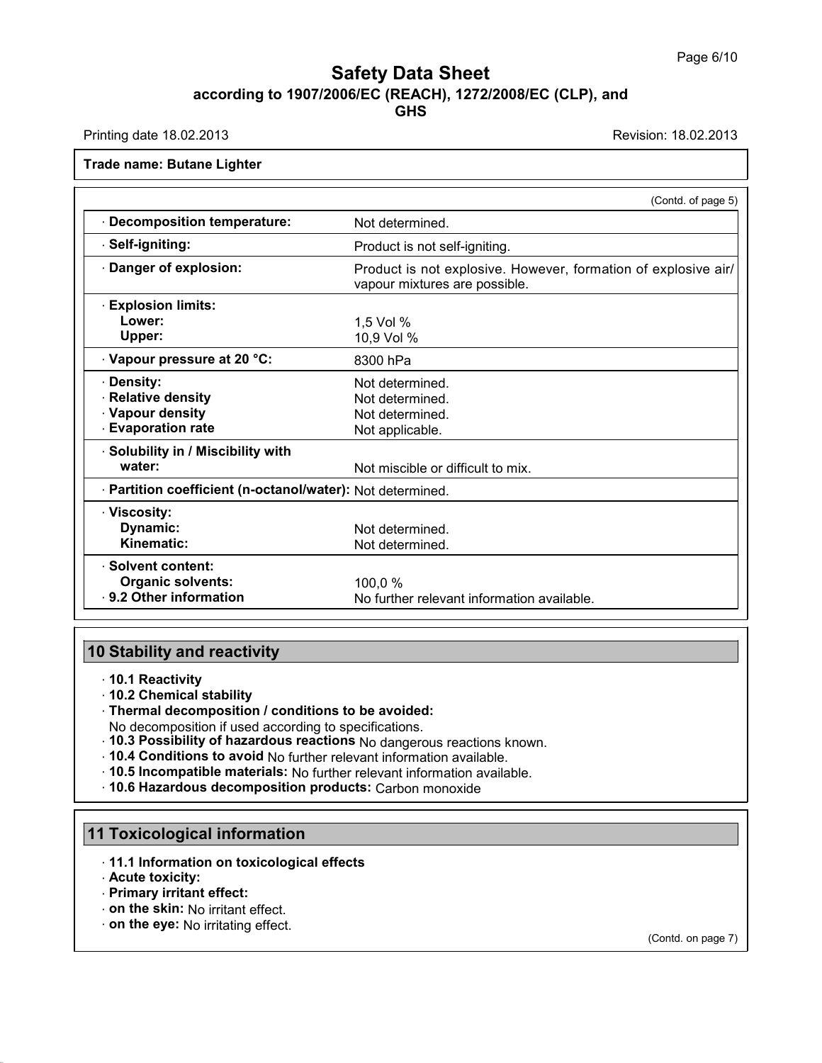**Trade name: Butane Lighter**

(Contd. of page 5)

| | |
|---|---|
| · **Decomposition temperature:** | Not determined. |
| · **Self-igniting:** | Product is not self-igniting. |
| · **Danger of explosion:** | Product is not explosive. However, formation of explosive air/vapour mixtures are possible. |
| · **Explosion limits:** | |
| **Lower:** | 1,5 Vol % |
| **Upper:** | 10,9 Vol % |
| · **Vapour pressure at 20 °C:** | 8300 hPa |
| · **Density:** | Not determined. |
| · **Relative density** | Not determined. |
| · **Vapour density** | Not determined. |
| · **Evaporation rate** | Not applicable. |
| · **Solubility in / Miscibility with water:** | Not miscible or difficult to mix. |
| · **Partition coefficient (n-octanol/water):** | Not determined. |
| · **Viscosity:** | |
| **Dynamic:** | Not determined. |
| **Kinematic:** | Not determined. |
| · **Solvent content:** | |
| **Organic solvents:** | 100,0 % |
| · **9.2 Other information** | No further relevant information available. |

## 10 Stability and reactivity

- **10.1 Reactivity**
- **10.2 Chemical stability**
- **Thermal decomposition / conditions to be avoided:**
  No decomposition if used according to specifications.
- **10.3 Possibility of hazardous reactions** No dangerous reactions known.
- **10.4 Conditions to avoid** No further relevant information available.
- **10.5 Incompatible materials:** No further relevant information available.
- **10.6 Hazardous decomposition products:** Carbon monoxide

## 11 Toxicological information

- **11.1 Information on toxicological effects**
- **Acute toxicity:**
- **Primary irritant effect:**
- **on the skin:** No irritant effect.
- **on the eye:** No irritating effect.

(Contd. on page 7)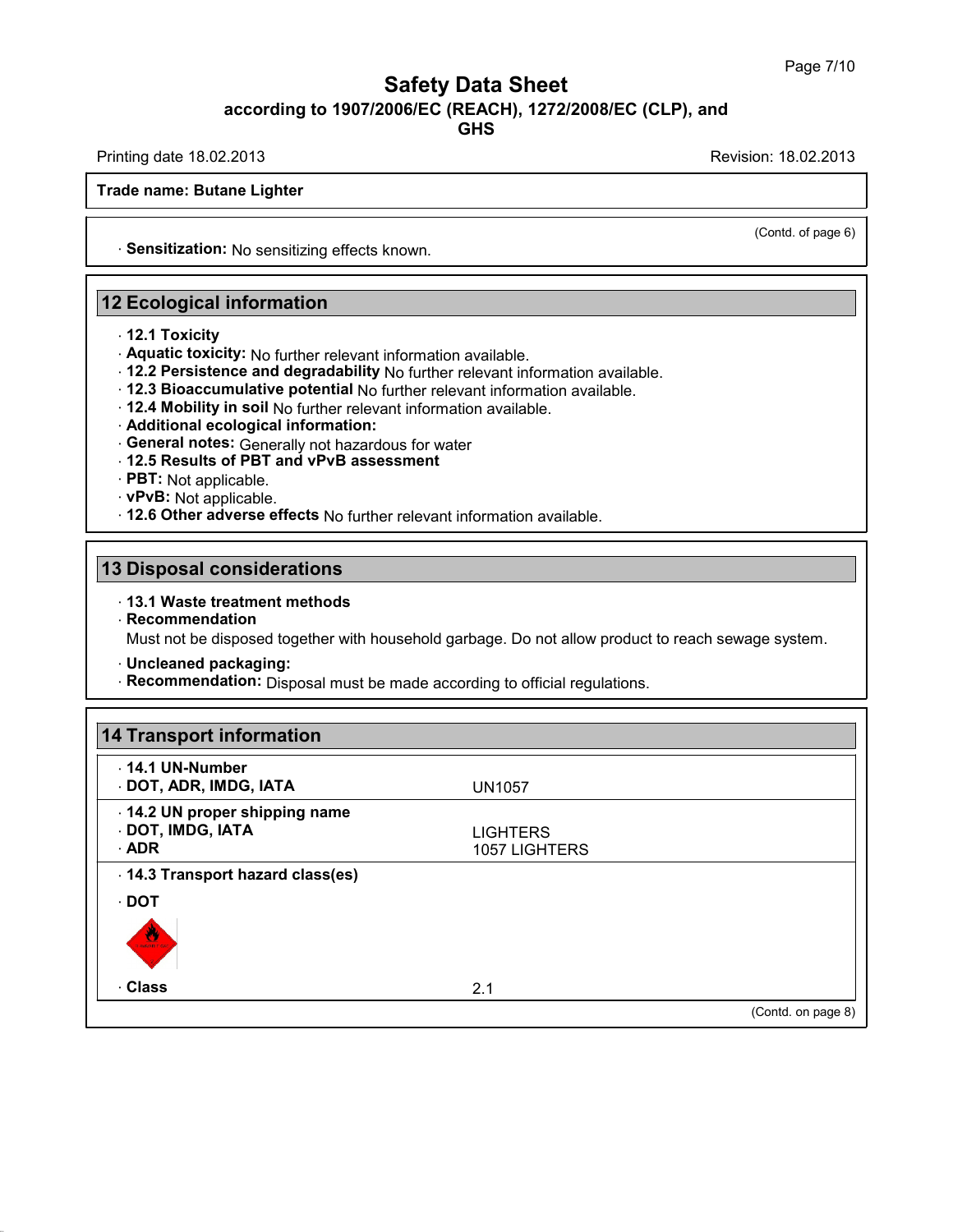Trade name: Butane Lighter

(Contd. of page 6)

· **Sensitization:** No sensitizing effects known.

## 12 Ecological information

· **12.1 Toxicity**
· **Aquatic toxicity:** No further relevant information available.
· **12.2 Persistence and degradability** No further relevant information available.
· **12.3 Bioaccumulative potential** No further relevant information available.
· **12.4 Mobility in soil** No further relevant information available.
· **Additional ecological information:**
· **General notes:** Generally not hazardous for water
· **12.5 Results of PBT and vPvB assessment**
· **PBT:** Not applicable.
· **vPvB:** Not applicable.
· **12.6 Other adverse effects** No further relevant information available.

## 13 Disposal considerations

· **13.1 Waste treatment methods**
· **Recommendation**
Must not be disposed together with household garbage. Do not allow product to reach sewage system.

· **Uncleaned packaging:**
· **Recommendation:** Disposal must be made according to official regulations.

## 14 Transport information

| | |
|---|---|
| · **14.1 UN-Number** | |
| · **DOT, ADR, IMDG, IATA** | UN1057 |
| · **14.2 UN proper shipping name** | |
| · **DOT, IMDG, IATA** | LIGHTERS |
| · **ADR** | 1057 LIGHTERS |
| · **14.3 Transport hazard class(es)** | |
| · **DOT** | |
| · **Class** | 2.1 |

(Contd. on page 8)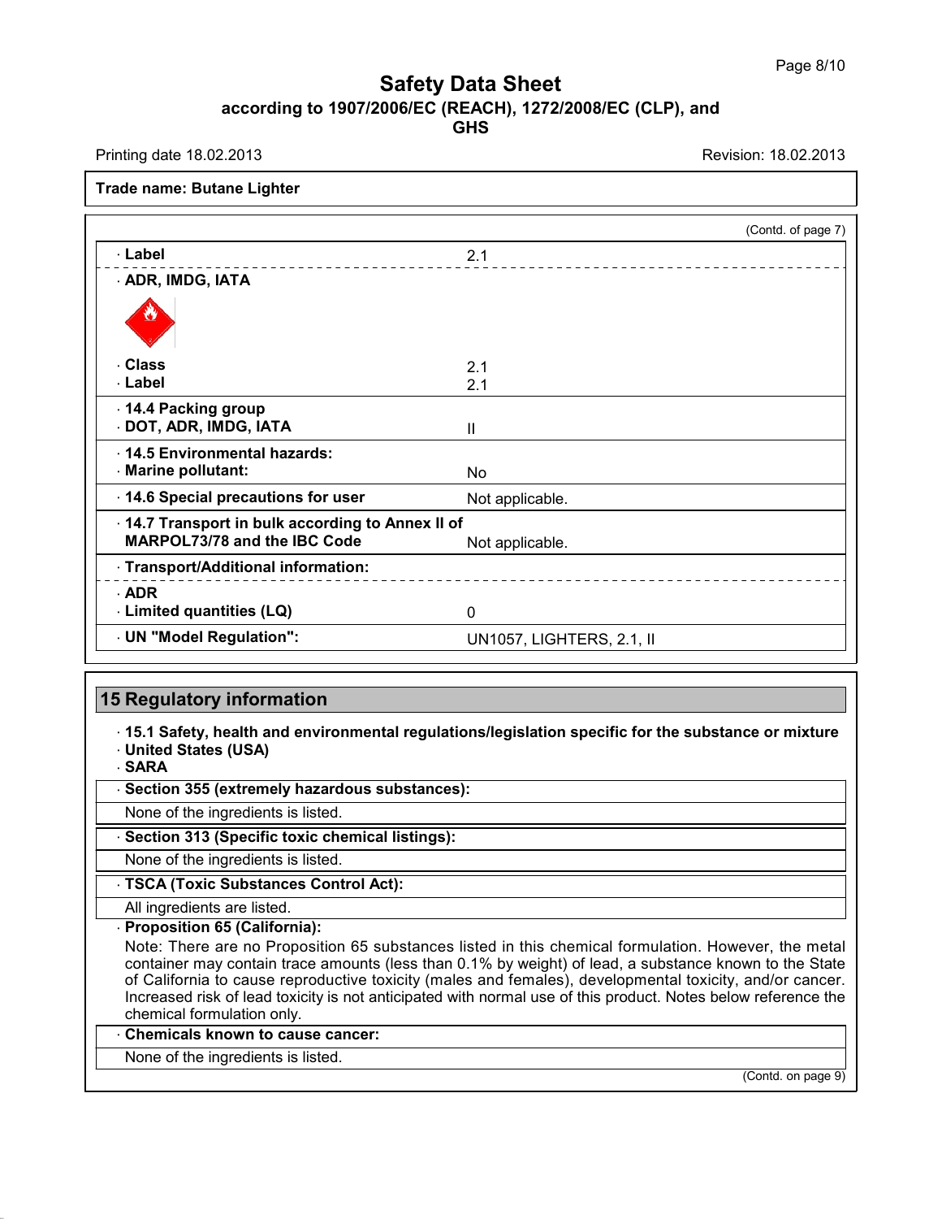**Trade name: Butane Lighter**

(Contd. of page 7)

| | |
|---|---|
| · **Label** | 2.1 |
| · **ADR, IMDG, IATA** | |
| · **Class** | 2.1 |
| · **Label** | 2.1 |
| · **14.4 Packing group** · **DOT, ADR, IMDG, IATA** | II |
| · **14.5 Environmental hazards:** · **Marine pollutant:** | No |
| · **14.6 Special precautions for user** | Not applicable. |
| · **14.7 Transport in bulk according to Annex II of MARPOL73/78 and the IBC Code** | Not applicable. |
| · **Transport/Additional information:** | |
| · **ADR** · **Limited quantities (LQ)** | 0 |
| · **UN "Model Regulation":** | UN1057, LIGHTERS, 2.1, II |

## 15 Regulatory information

· **15.1 Safety, health and environmental regulations/legislation specific for the substance or mixture**
· **United States (USA)**
· **SARA**

· **Section 355 (extremely hazardous substances):**

None of the ingredients is listed.

· **Section 313 (Specific toxic chemical listings):**

None of the ingredients is listed.

· **TSCA (Toxic Substances Control Act):**

All ingredients are listed.

· **Proposition 65 (California):**

Note: There are no Proposition 65 substances listed in this chemical formulation. However, the metal container may contain trace amounts (less than 0.1% by weight) of lead, a substance known to the State of California to cause reproductive toxicity (males and females), developmental toxicity, and/or cancer. Increased risk of lead toxicity is not anticipated with normal use of this product. Notes below reference the chemical formulation only.

· **Chemicals known to cause cancer:**

None of the ingredients is listed.

(Contd. on page 9)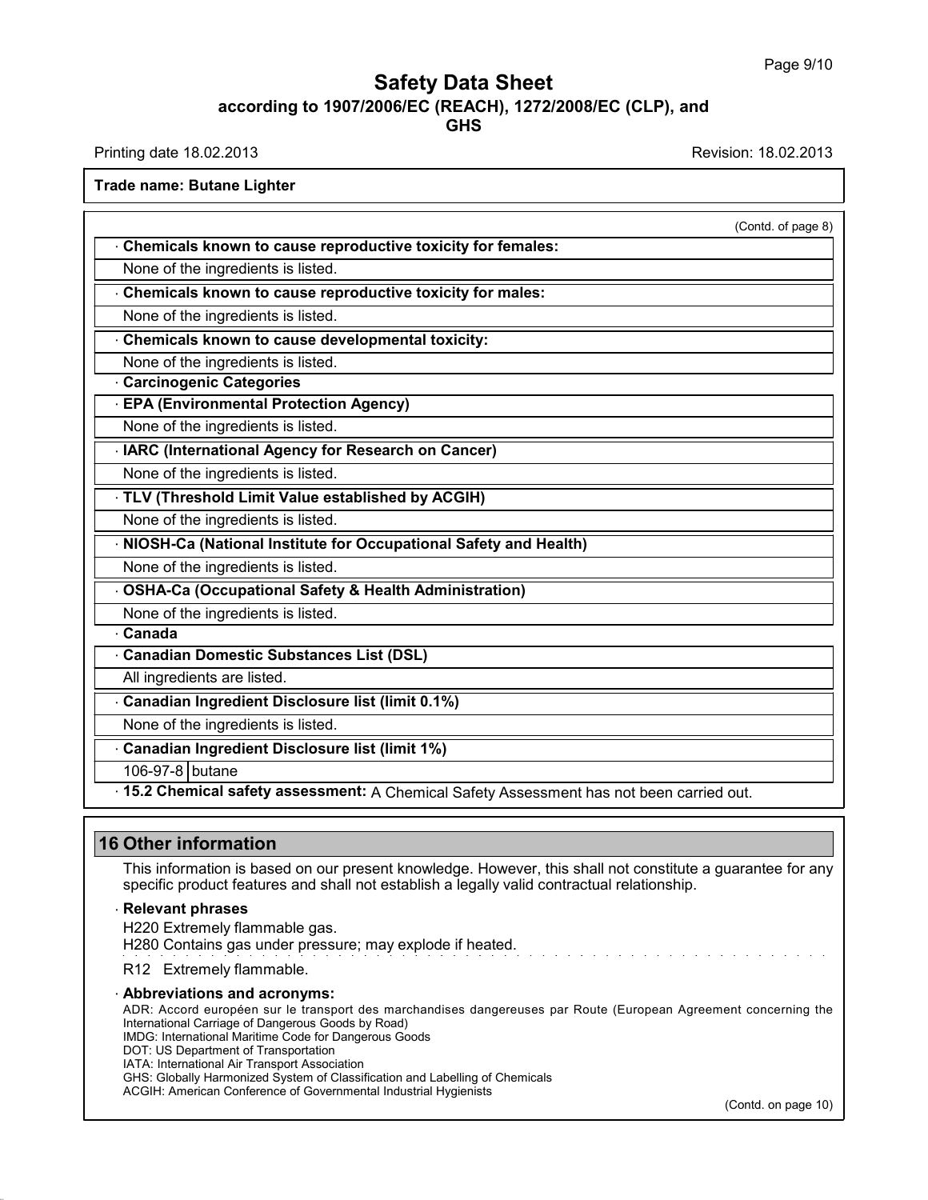# Safety Data Sheet

**according to 1907/2006/EC (REACH), 1272/2008/EC (CLP), and GHS**

Printing date 18.02.2013 | Revision: 18.02.2013

**Trade name: Butane Lighter**

(Contd. of page 8)

· **Chemicals known to cause reproductive toxicity for females:**

None of the ingredients is listed.

· **Chemicals known to cause reproductive toxicity for males:**

None of the ingredients is listed.

· **Chemicals known to cause developmental toxicity:**

None of the ingredients is listed.

· **Carcinogenic Categories**

· **EPA (Environmental Protection Agency)**

None of the ingredients is listed.

· **IARC (International Agency for Research on Cancer)**

None of the ingredients is listed.

· **TLV (Threshold Limit Value established by ACGIH)**

None of the ingredients is listed.

· **NIOSH-Ca (National Institute for Occupational Safety and Health)**

None of the ingredients is listed.

· **OSHA-Ca (Occupational Safety & Health Administration)**

None of the ingredients is listed.

· **Canada**

· **Canadian Domestic Substances List (DSL)**

All ingredients are listed.

· **Canadian Ingredient Disclosure list (limit 0.1%)**

None of the ingredients is listed.

· **Canadian Ingredient Disclosure list (limit 1%)**

| 106-97-8 | butane |
|---|---|

· **15.2 Chemical safety assessment:** A Chemical Safety Assessment has not been carried out.

## 16 Other information

This information is based on our present knowledge. However, this shall not constitute a guarantee for any specific product features and shall not establish a legally valid contractual relationship.

· **Relevant phrases**

H220 Extremely flammable gas.
H280 Contains gas under pressure; may explode if heated.

R12 Extremely flammable.

· **Abbreviations and acronyms:**

ADR: Accord européen sur le transport des marchandises dangereuses par Route (European Agreement concerning the International Carriage of Dangerous Goods by Road)
IMDG: International Maritime Code for Dangerous Goods
DOT: US Department of Transportation
IATA: International Air Transport Association
GHS: Globally Harmonized System of Classification and Labelling of Chemicals
ACGIH: American Conference of Governmental Industrial Hygienists

(Contd. on page 10)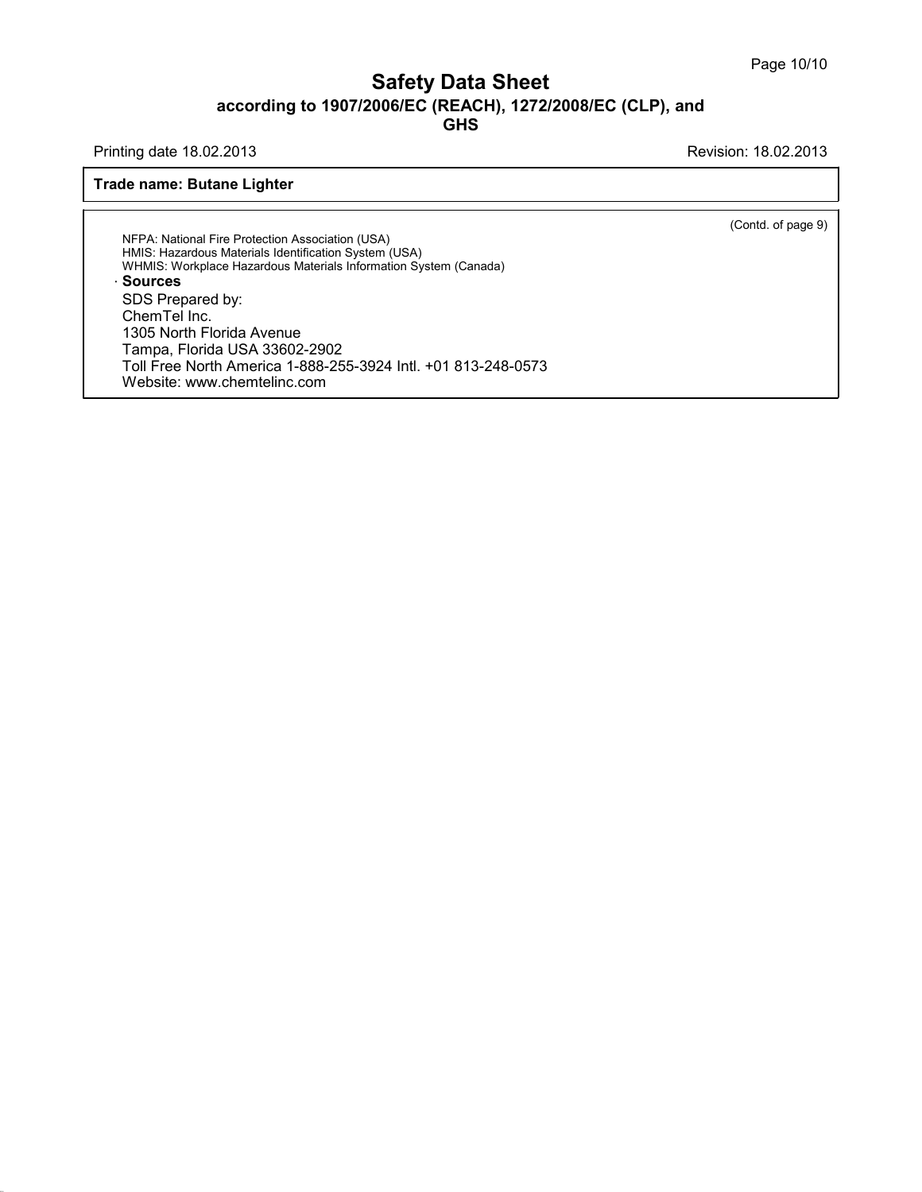(Contd. of page 9)

NFPA: National Fire Protection Association (USA)
HMIS: Hazardous Materials Identification System (USA)
WHMIS: Workplace Hazardous Materials Information System (Canada)

· **Sources**

SDS Prepared by:
ChemTel Inc.
1305 North Florida Avenue
Tampa, Florida USA 33602-2902
Toll Free North America 1-888-255-3924 Intl. +01 813-248-0573
Website: www.chemtelinc.com